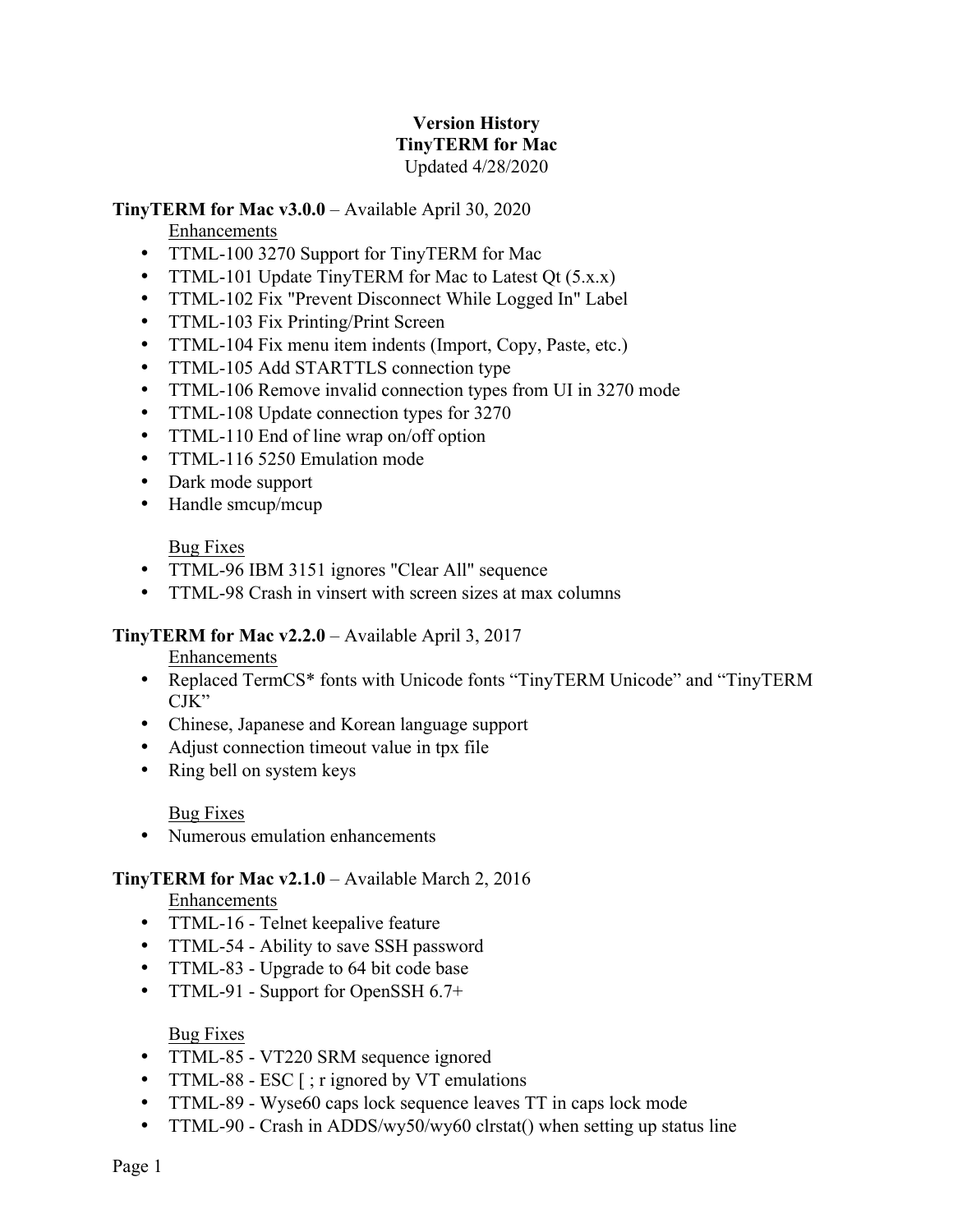# Version History
# TinyTERM for Mac

Updated 4/28/2020

**TinyTERM for Mac v3.0.0** – Available April 30, 2020

Enhancements

- TTML-100 3270 Support for TinyTERM for Mac
- TTML-101 Update TinyTERM for Mac to Latest Qt (5.x.x)
- TTML-102 Fix "Prevent Disconnect While Logged In" Label
- TTML-103 Fix Printing/Print Screen
- TTML-104 Fix menu item indents (Import, Copy, Paste, etc.)
- TTML-105 Add STARTTLS connection type
- TTML-106 Remove invalid connection types from UI in 3270 mode
- TTML-108 Update connection types for 3270
- TTML-110 End of line wrap on/off option
- TTML-116 5250 Emulation mode
- Dark mode support
- Handle smcup/mcup

Bug Fixes

- TTML-96 IBM 3151 ignores "Clear All" sequence
- TTML-98 Crash in vinsert with screen sizes at max columns

**TinyTERM for Mac v2.2.0** – Available April 3, 2017

Enhancements

- Replaced TermCS* fonts with Unicode fonts "TinyTERM Unicode" and "TinyTERM CJK"
- Chinese, Japanese and Korean language support
- Adjust connection timeout value in tpx file
- Ring bell on system keys

Bug Fixes

- Numerous emulation enhancements

**TinyTERM for Mac v2.1.0** – Available March 2, 2016

Enhancements

- TTML-16 - Telnet keepalive feature
- TTML-54 - Ability to save SSH password
- TTML-83 - Upgrade to 64 bit code base
- TTML-91 - Support for OpenSSH 6.7+

Bug Fixes

- TTML-85 - VT220 SRM sequence ignored
- TTML-88 - ESC [ ; r ignored by VT emulations
- TTML-89 - Wyse60 caps lock sequence leaves TT in caps lock mode
- TTML-90 - Crash in ADDS/wy50/wy60 clrstat() when setting up status line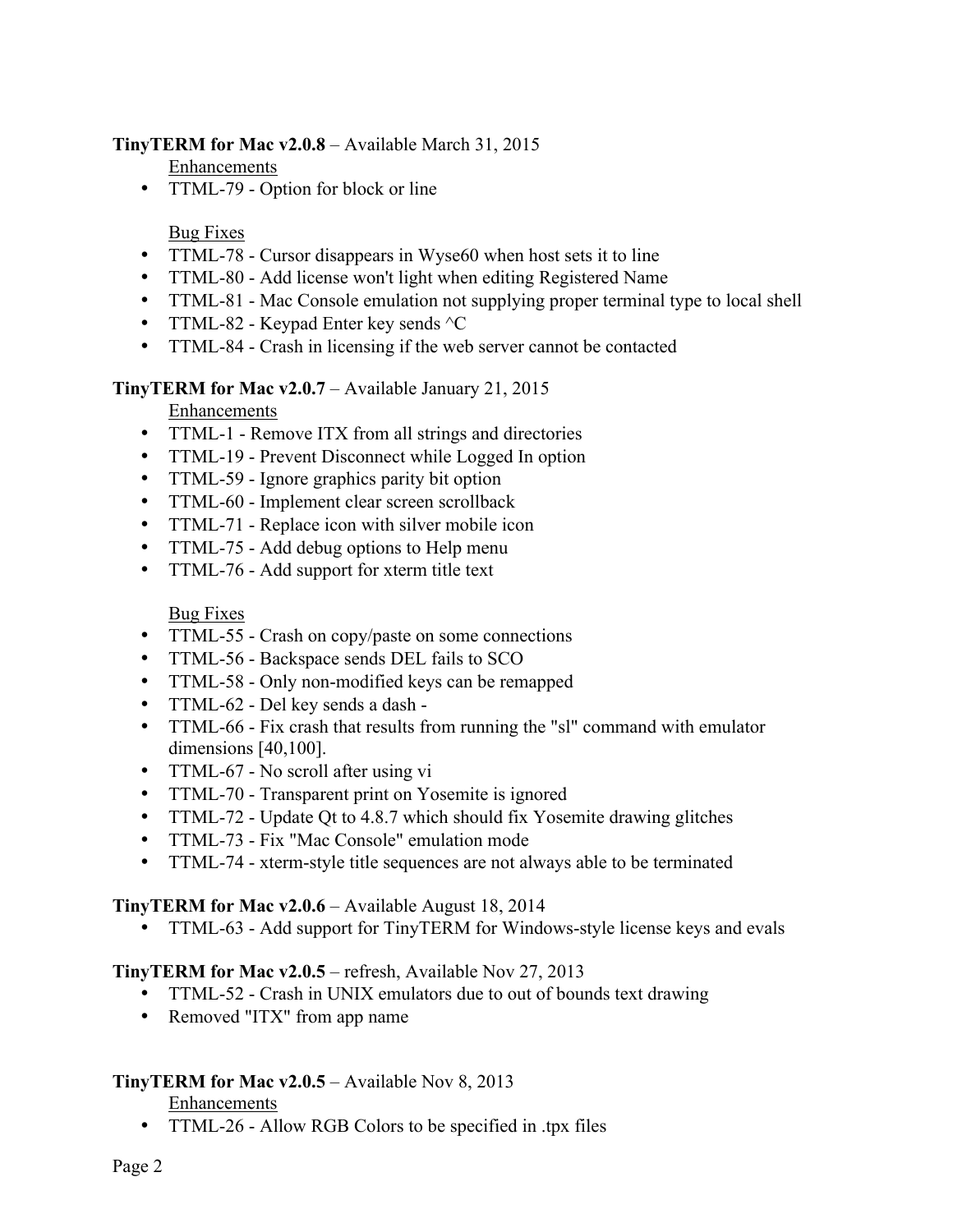**TinyTERM for Mac v2.0.8** – Available March 31, 2015

Enhancements

- TTML-79 - Option for block or line

Bug Fixes

- TTML-78 - Cursor disappears in Wyse60 when host sets it to line
- TTML-80 - Add license won't light when editing Registered Name
- TTML-81 - Mac Console emulation not supplying proper terminal type to local shell
- TTML-82 - Keypad Enter key sends ^C
- TTML-84 - Crash in licensing if the web server cannot be contacted

**TinyTERM for Mac v2.0.7** – Available January 21, 2015

Enhancements

- TTML-1 - Remove ITX from all strings and directories
- TTML-19 - Prevent Disconnect while Logged In option
- TTML-59 - Ignore graphics parity bit option
- TTML-60 - Implement clear screen scrollback
- TTML-71 - Replace icon with silver mobile icon
- TTML-75 - Add debug options to Help menu
- TTML-76 - Add support for xterm title text

Bug Fixes

- TTML-55 - Crash on copy/paste on some connections
- TTML-56 - Backspace sends DEL fails to SCO
- TTML-58 - Only non-modified keys can be remapped
- TTML-62 - Del key sends a dash -
- TTML-66 - Fix crash that results from running the "sl" command with emulator dimensions [40,100].
- TTML-67 - No scroll after using vi
- TTML-70 - Transparent print on Yosemite is ignored
- TTML-72 - Update Qt to 4.8.7 which should fix Yosemite drawing glitches
- TTML-73 - Fix "Mac Console" emulation mode
- TTML-74 - xterm-style title sequences are not always able to be terminated

**TinyTERM for Mac v2.0.6** – Available August 18, 2014

- TTML-63 - Add support for TinyTERM for Windows-style license keys and evals

**TinyTERM for Mac v2.0.5** – refresh, Available Nov 27, 2013

- TTML-52 - Crash in UNIX emulators due to out of bounds text drawing
- Removed "ITX" from app name

**TinyTERM for Mac v2.0.5** – Available Nov 8, 2013

Enhancements

- TTML-26 - Allow RGB Colors to be specified in .tpx files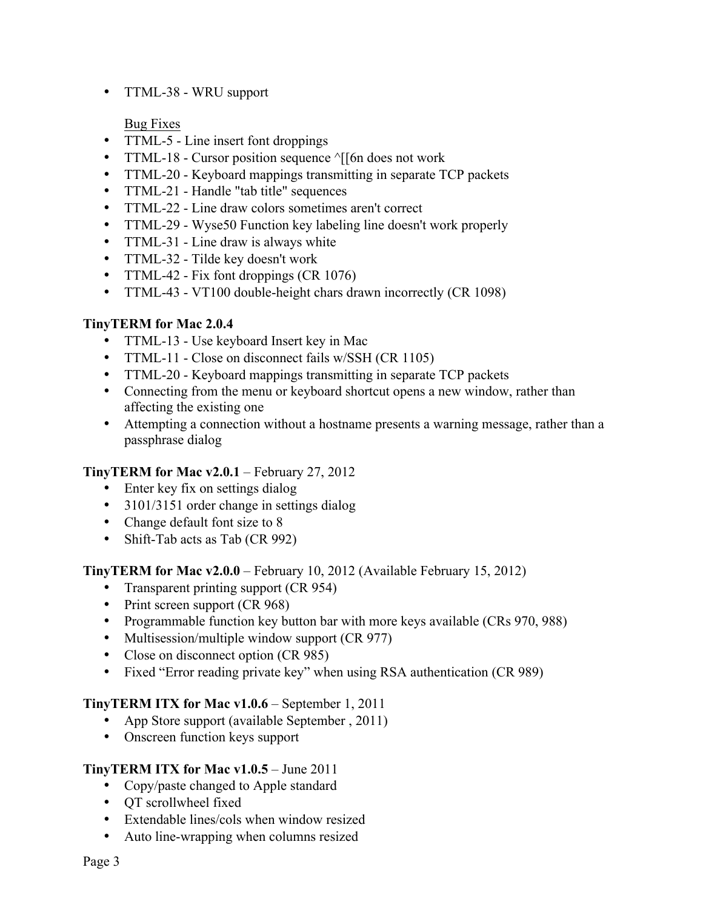- TTML-38 - WRU support

  Bug Fixes

- TTML-5 - Line insert font droppings
- TTML-18 - Cursor position sequence ^[[6n does not work
- TTML-20 - Keyboard mappings transmitting in separate TCP packets
- TTML-21 - Handle "tab title" sequences
- TTML-22 - Line draw colors sometimes aren't correct
- TTML-29 - Wyse50 Function key labeling line doesn't work properly
- TTML-31 - Line draw is always white
- TTML-32 - Tilde key doesn't work
- TTML-42 - Fix font droppings (CR 1076)
- TTML-43 - VT100 double-height chars drawn incorrectly (CR 1098)

**TinyTERM for Mac 2.0.4**

- TTML-13 - Use keyboard Insert key in Mac
- TTML-11 - Close on disconnect fails w/SSH (CR 1105)
- TTML-20 - Keyboard mappings transmitting in separate TCP packets
- Connecting from the menu or keyboard shortcut opens a new window, rather than affecting the existing one
- Attempting a connection without a hostname presents a warning message, rather than a passphrase dialog

**TinyTERM for Mac v2.0.1** – February 27, 2012

- Enter key fix on settings dialog
- 3101/3151 order change in settings dialog
- Change default font size to 8
- Shift-Tab acts as Tab (CR 992)

**TinyTERM for Mac v2.0.0** – February 10, 2012 (Available February 15, 2012)

- Transparent printing support (CR 954)
- Print screen support (CR 968)
- Programmable function key button bar with more keys available (CRs 970, 988)
- Multisession/multiple window support (CR 977)
- Close on disconnect option (CR 985)
- Fixed "Error reading private key" when using RSA authentication (CR 989)

**TinyTERM ITX for Mac v1.0.6** – September 1, 2011

- App Store support (available September , 2011)
- Onscreen function keys support

**TinyTERM ITX for Mac v1.0.5** – June 2011

- Copy/paste changed to Apple standard
- QT scrollwheel fixed
- Extendable lines/cols when window resized
- Auto line-wrapping when columns resized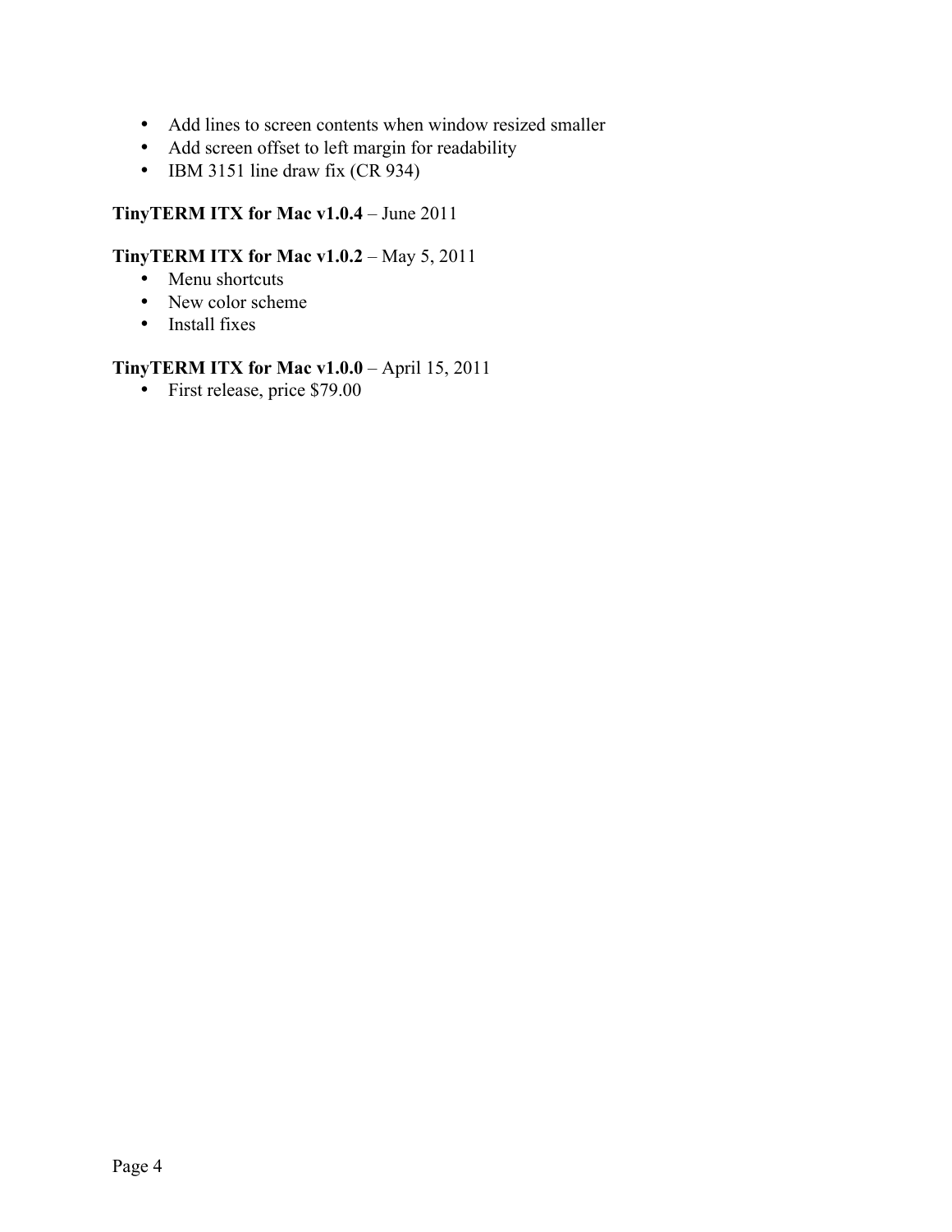- Add lines to screen contents when window resized smaller
- Add screen offset to left margin for readability
- IBM 3151 line draw fix (CR 934)

**TinyTERM ITX for Mac v1.0.4** – June 2011

**TinyTERM ITX for Mac v1.0.2** – May 5, 2011

- Menu shortcuts
- New color scheme
- Install fixes

**TinyTERM ITX for Mac v1.0.0** – April 15, 2011

- First release, price $79.00